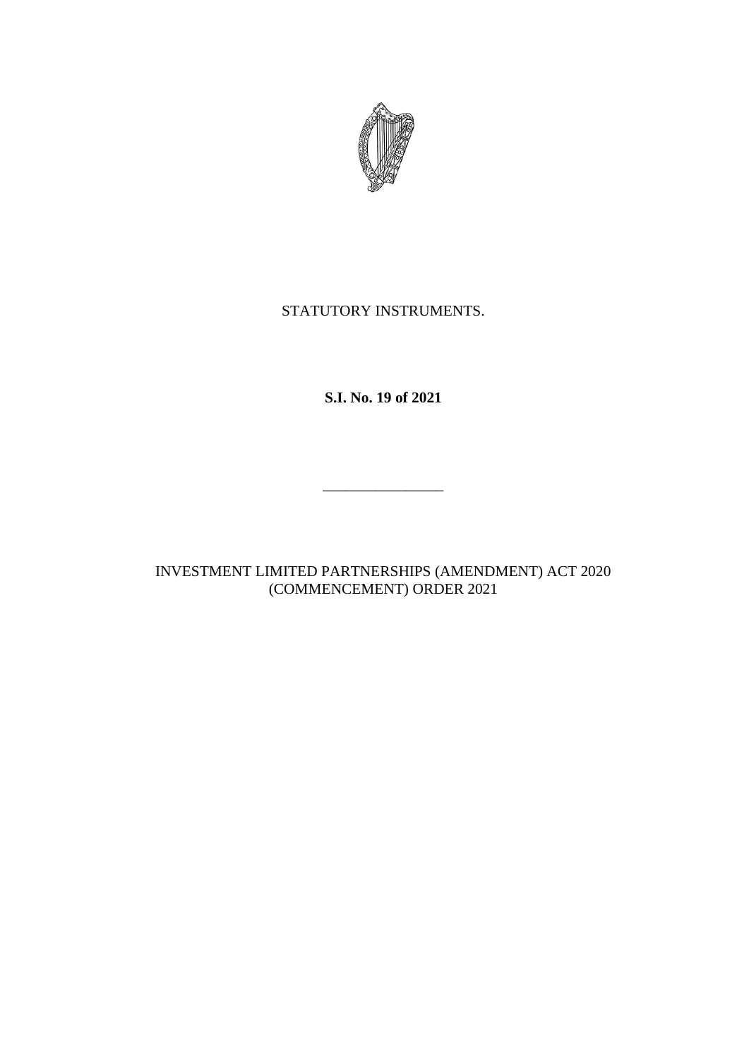STATUTORY INSTRUMENTS.

**S.I. No. 19 of 2021**

---

INVESTMENT LIMITED PARTNERSHIPS (AMENDMENT) ACT 2020 (COMMENCEMENT) ORDER 2021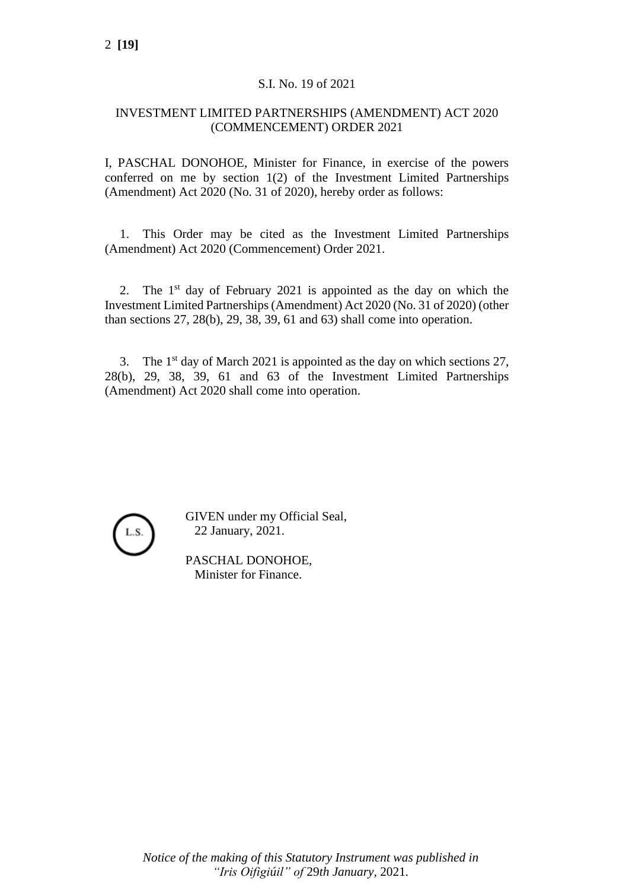S.I. No. 19 of 2021

INVESTMENT LIMITED PARTNERSHIPS (AMENDMENT) ACT 2020 (COMMENCEMENT) ORDER 2021

I, PASCHAL DONOHOE, Minister for Finance, in exercise of the powers conferred on me by section 1(2) of the Investment Limited Partnerships (Amendment) Act 2020 (No. 31 of 2020), hereby order as follows:

1. This Order may be cited as the Investment Limited Partnerships (Amendment) Act 2020 (Commencement) Order 2021.

2. The 1st day of February 2021 is appointed as the day on which the Investment Limited Partnerships (Amendment) Act 2020 (No. 31 of 2020) (other than sections 27, 28(b), 29, 38, 39, 61 and 63) shall come into operation.

3. The 1st day of March 2021 is appointed as the day on which sections 27, 28(b), 29, 38, 39, 61 and 63 of the Investment Limited Partnerships (Amendment) Act 2020 shall come into operation.

L.S.

GIVEN under my Official Seal,
22 January, 2021.

PASCHAL DONOHOE,
Minister for Finance.

*Notice of the making of this Statutory Instrument was published in "Iris Oifigiúil" of* 29*th January,* 2021.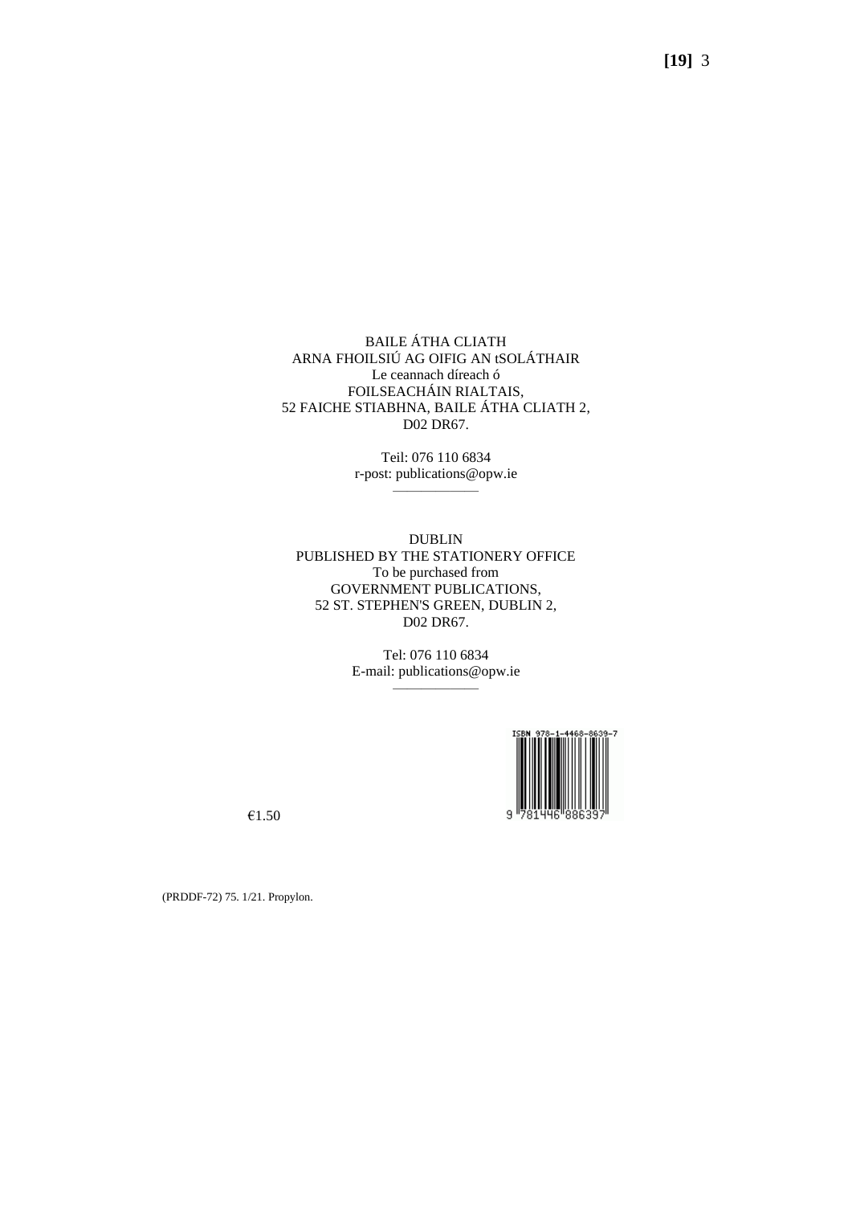BAILE ÁTHA CLIATH
ARNA FHOILSIÚ AG OIFIG AN tSOLÁTHAIR
Le ceannach díreach ó
FOILSEACHÁIN RIALTAIS,
52 FAICHE STIABHNA, BAILE ÁTHA CLIATH 2,
D02 DR67.

Teil: 076 110 6834
r-post: publications@opw.ie

---

DUBLIN
PUBLISHED BY THE STATIONERY OFFICE
To be purchased from
GOVERNMENT PUBLICATIONS,
52 ST. STEPHEN'S GREEN, DUBLIN 2,
D02 DR67.

Tel: 076 110 6834
E-mail: publications@opw.ie

---

ISBN 978-1-4468-8639-7

9 781446 886397

€1.50

(PRDDF-72) 75. 1/21. Propylon.